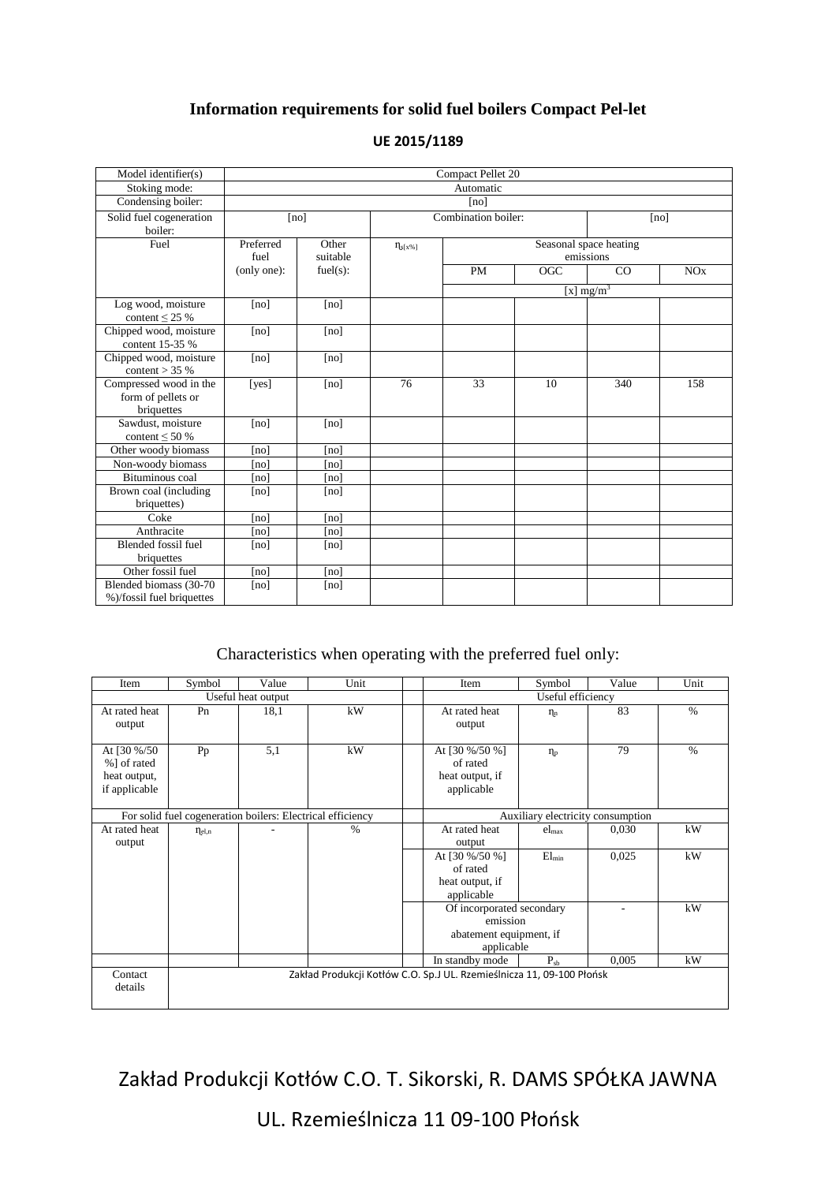## Information requirements for solid fuel boilers Compact Pel-let

**UE 2015/1189**

| Model identifier(s) | Compact Pellet 20 | | | | | | |
|---|---|---|---|---|---|---|---|
| Stoking mode: | Automatic | | | | | | |
| Condensing boiler: | [no] | | | | | | |
| Solid fuel cogeneration boiler: | [no] | | Combination boiler: | | | [no] | |
| Fuel | Preferred fuel (only one): | Other suitable fuel(s): | $\eta_{s[x\%]}$ | Seasonal space heating emissions | | | |
| | | | | PM | OGC | CO | NOx |
| | | | | [x] mg/m$^3$ | | | |
| Log wood, moisture content ≤ 25 % | [no] | [no] | | | | | |
| Chipped wood, moisture content 15-35 % | [no] | [no] | | | | | |
| Chipped wood, moisture content > 35 % | [no] | [no] | | | | | |
| Compressed wood in the form of pellets or briquettes | [yes] | [no] | 76 | 33 | 10 | 340 | 158 |
| Sawdust, moisture content ≤ 50 % | [no] | [no] | | | | | |
| Other woody biomass | [no] | [no] | | | | | |
| Non-woody biomass | [no] | [no] | | | | | |
| Bituminous coal | [no] | [no] | | | | | |
| Brown coal (including briquettes) | [no] | [no] | | | | | |
| Coke | [no] | [no] | | | | | |
| Anthracite | [no] | [no] | | | | | |
| Blended fossil fuel briquettes | [no] | [no] | | | | | |
| Other fossil fuel | [no] | [no] | | | | | |
| Blended biomass (30-70 %)/fossil fuel briquettes | [no] | [no] | | | | | |

Characteristics when operating with the preferred fuel only:

| Item | Symbol | Value | Unit | | Item | Symbol | Value | Unit |
|---|---|---|---|---|---|---|---|---|
| Useful heat output | | | | | Useful efficiency | | | |
| At rated heat output | Pn | 18,1 | kW | | At rated heat output | $\eta_n$ | 83 | % |
| At [30 %/50 %] of rated heat output, if applicable | Pp | 5,1 | kW | | At [30 %/50 %] of rated heat output, if applicable | $\eta_p$ | 79 | % |
| For solid fuel cogeneration boilers: Electrical efficiency | | | | | Auxiliary electricity consumption | | | |
| At rated heat output | $\eta_{el,n}$ | - | % | | At rated heat output | $el_{max}$ | 0,030 | kW |
| | | | | | At [30 %/50 %] of rated heat output, if applicable | $El_{min}$ | 0,025 | kW |
| | | | | | Of incorporated secondary emission abatement equipment, if applicable | | - | kW |
| | | | | | In standby mode | $P_{sb}$ | 0,005 | kW |
| Contact details | Zakład Produkcji Kotłów C.O. Sp.J UL. Rzemieślnicza 11, 09-100 Płońsk | | | | | | | |

Zakład Produkcji Kotłów C.O. T. Sikorski, R. DAMS SPÓŁKA JAWNA

UL. Rzemieślnicza 11 09-100 Płońsk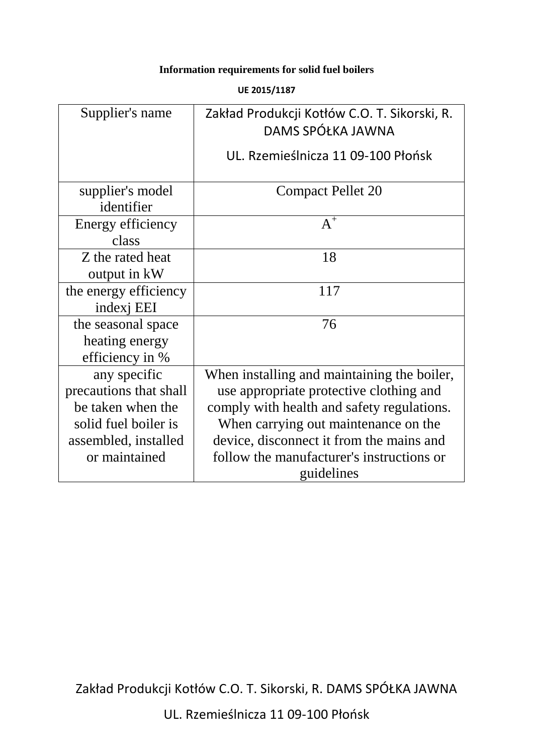**Information requirements for solid fuel boilers**

**UE 2015/1187**

| | |
|---|---|
| Supplier's name | Zakład Produkcji Kotłów C.O. T. Sikorski, R. DAMS SPÓŁKA JAWNA<br>UL. Rzemieślnicza 11 09-100 Płońsk |
| supplier's model identifier | Compact Pellet 20 |
| Energy efficiency class | $A^+$ |
| Z the rated heat output in kW | 18 |
| the energy efficiency indexj EEI | 117 |
| the seasonal space heating energy efficiency in % | 76 |
| any specific precautions that shall be taken when the solid fuel boiler is assembled, installed or maintained | When installing and maintaining the boiler, use appropriate protective clothing and comply with health and safety regulations. When carrying out maintenance on the device, disconnect it from the mains and follow the manufacturer's instructions or guidelines |

Zakład Produkcji Kotłów C.O. T. Sikorski, R. DAMS SPÓŁKA JAWNA

UL. Rzemieślnicza 11 09-100 Płońsk